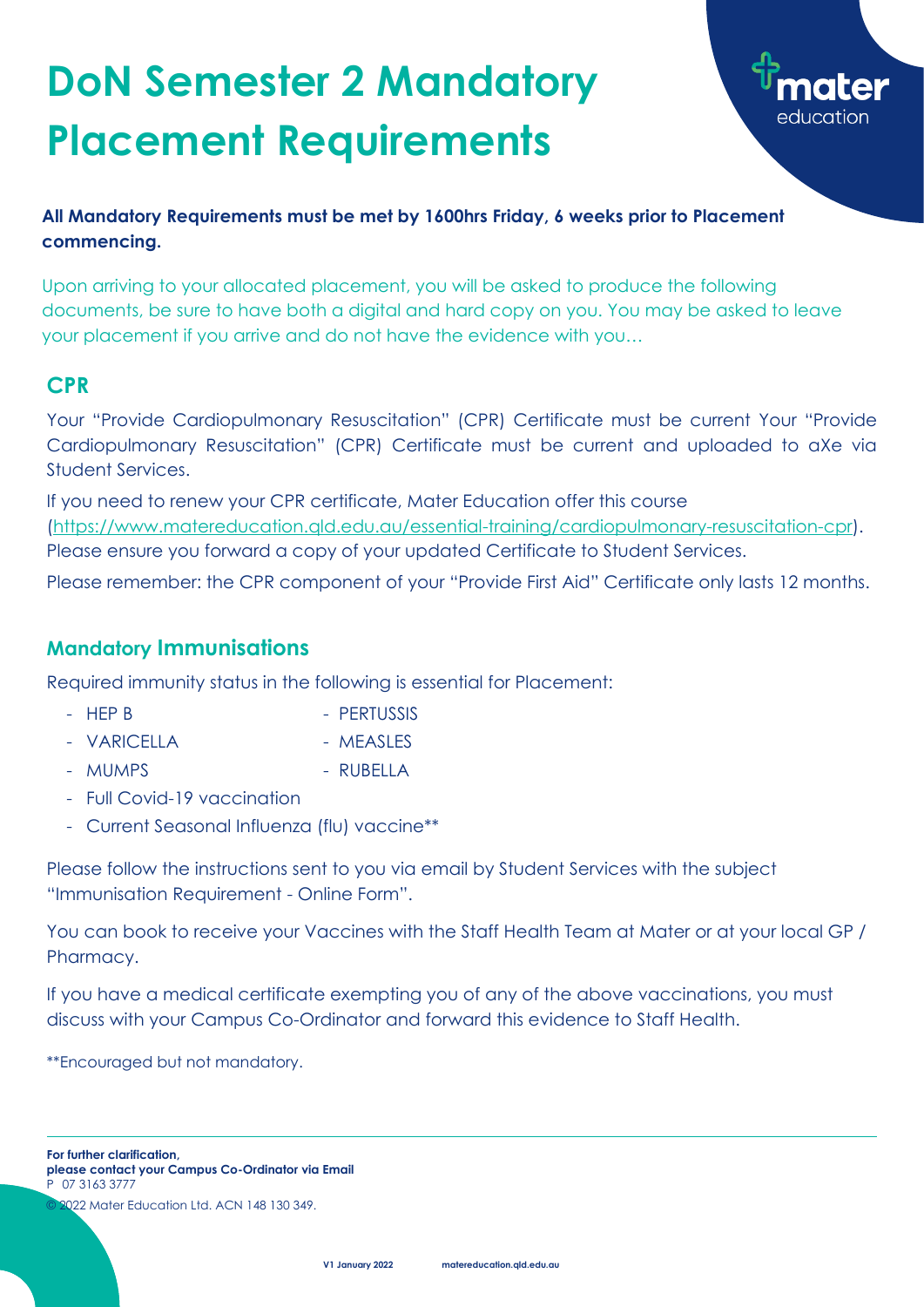# DoN Semester 2 Mandatory Placement Requirements

**All Mandatory Requirements must be met by 1600hrs Friday, 6 weeks prior to Placement commencing.**

Upon arriving to your allocated placement, you will be asked to produce the following documents, be sure to have both a digital and hard copy on you. You may be asked to leave your placement if you arrive and do not have the evidence with you…

## CPR

Your "Provide Cardiopulmonary Resuscitation" (CPR) Certificate must be current Your "Provide Cardiopulmonary Resuscitation" (CPR) Certificate must be current and uploaded to aXe via Student Services.

If you need to renew your CPR certificate, Mater Education offer this course (https://www.matereducation.qld.edu.au/essential-training/cardiopulmonary-resuscitation-cpr). Please ensure you forward a copy of your updated Certificate to Student Services.

Please remember: the CPR component of your "Provide First Aid" Certificate only lasts 12 months.

## Mandatory Immunisations

Required immunity status in the following is essential for Placement:

- HEP B
- PERTUSSIS
- VARICELLA
- MEASLES
- MUMPS
- RUBELLA
- Full Covid-19 vaccination
- Current Seasonal Influenza (flu) vaccine**

Please follow the instructions sent to you via email by Student Services with the subject "Immunisation Requirement - Online Form".

You can book to receive your Vaccines with the Staff Health Team at Mater or at your local GP / Pharmacy.

If you have a medical certificate exempting you of any of the above vaccinations, you must discuss with your Campus Co-Ordinator and forward this evidence to Staff Health.

**Encouraged but not mandatory.

**For further clarification,**
**please contact your Campus Co-Ordinator via Email**
P 07 3163 3777

© 2022 Mater Education Ltd. ACN 148 130 349.

V1 January 2022 matereducation.qld.edu.au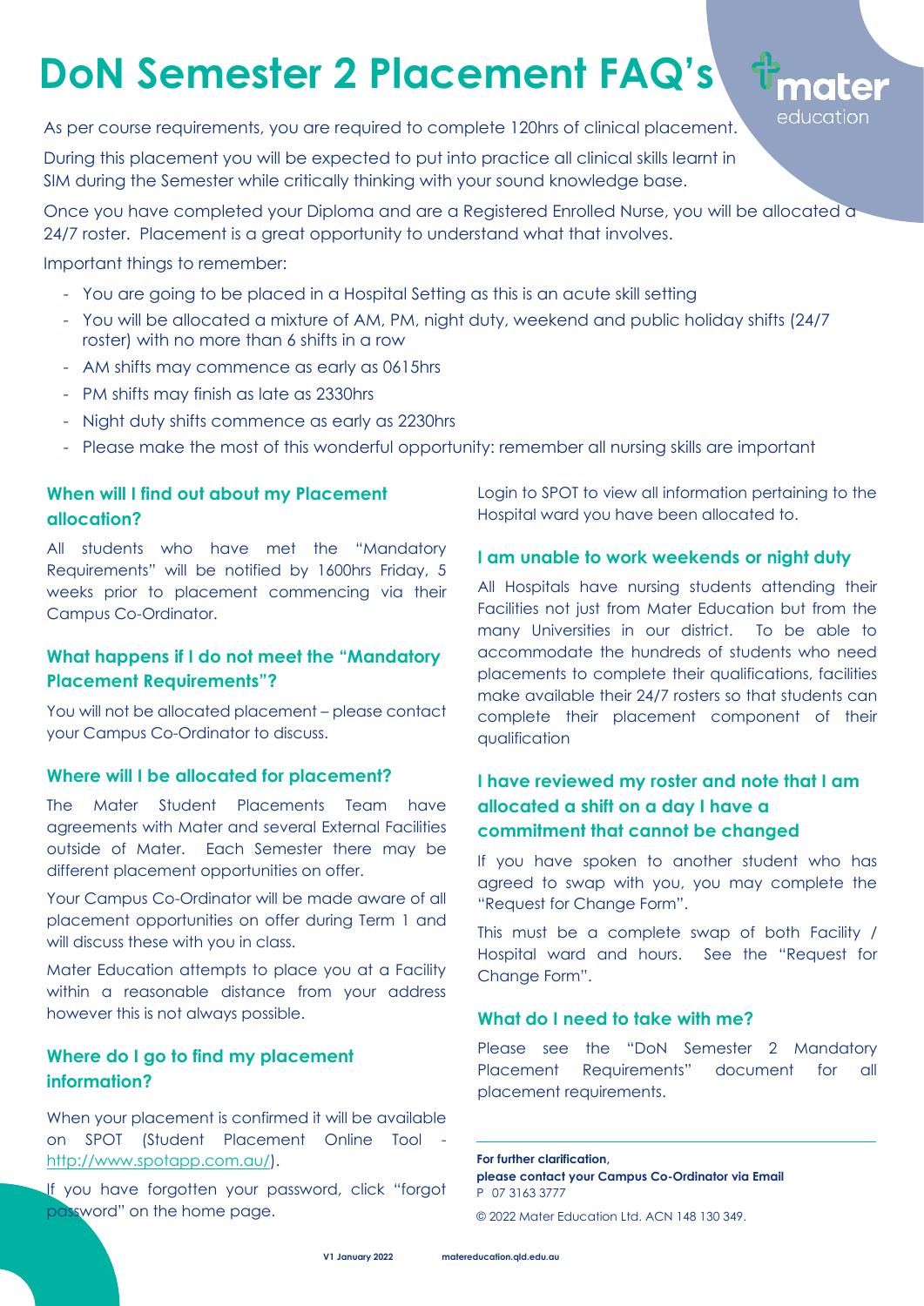# DoN Semester 2 Placement FAQ's

As per course requirements, you are required to complete 120hrs of clinical placement.

During this placement you will be expected to put into practice all clinical skills learnt in SIM during the Semester while critically thinking with your sound knowledge base.

Once you have completed your Diploma and are a Registered Enrolled Nurse, you will be allocated a 24/7 roster. Placement is a great opportunity to understand what that involves.

Important things to remember:

- You are going to be placed in a Hospital Setting as this is an acute skill setting
- You will be allocated a mixture of AM, PM, night duty, weekend and public holiday shifts (24/7 roster) with no more than 6 shifts in a row
- AM shifts may commence as early as 0615hrs
- PM shifts may finish as late as 2330hrs
- Night duty shifts commence as early as 2230hrs
- Please make the most of this wonderful opportunity: remember all nursing skills are important

## When will I find out about my Placement allocation?

All students who have met the "Mandatory Requirements" will be notified by 1600hrs Friday, 5 weeks prior to placement commencing via their Campus Co-Ordinator.

## What happens if I do not meet the "Mandatory Placement Requirements"?

You will not be allocated placement – please contact your Campus Co-Ordinator to discuss.

## Where will I be allocated for placement?

The Mater Student Placements Team have agreements with Mater and several External Facilities outside of Mater. Each Semester there may be different placement opportunities on offer.

Your Campus Co-Ordinator will be made aware of all placement opportunities on offer during Term 1 and will discuss these with you in class.

Mater Education attempts to place you at a Facility within a reasonable distance from your address however this is not always possible.

## Where do I go to find my placement information?

When your placement is confirmed it will be available on SPOT (Student Placement Online Tool - http://www.spotapp.com.au/).

If you have forgotten your password, click "forgot password" on the home page.

Login to SPOT to view all information pertaining to the Hospital ward you have been allocated to.

## I am unable to work weekends or night duty

All Hospitals have nursing students attending their Facilities not just from Mater Education but from the many Universities in our district. To be able to accommodate the hundreds of students who need placements to complete their qualifications, facilities make available their 24/7 rosters so that students can complete their placement component of their qualification

## I have reviewed my roster and note that I am allocated a shift on a day I have a commitment that cannot be changed

If you have spoken to another student who has agreed to swap with you, you may complete the "Request for Change Form".

This must be a complete swap of both Facility / Hospital ward and hours. See the "Request for Change Form".

## What do I need to take with me?

Please see the "DoN Semester 2 Mandatory Placement Requirements" document for all placement requirements.

**For further clarification, please contact your Campus Co-Ordinator via Email**
P 07 3163 3777

© 2022 Mater Education Ltd. ACN 148 130 349.

V1 January 2022 matereducation.qld.edu.au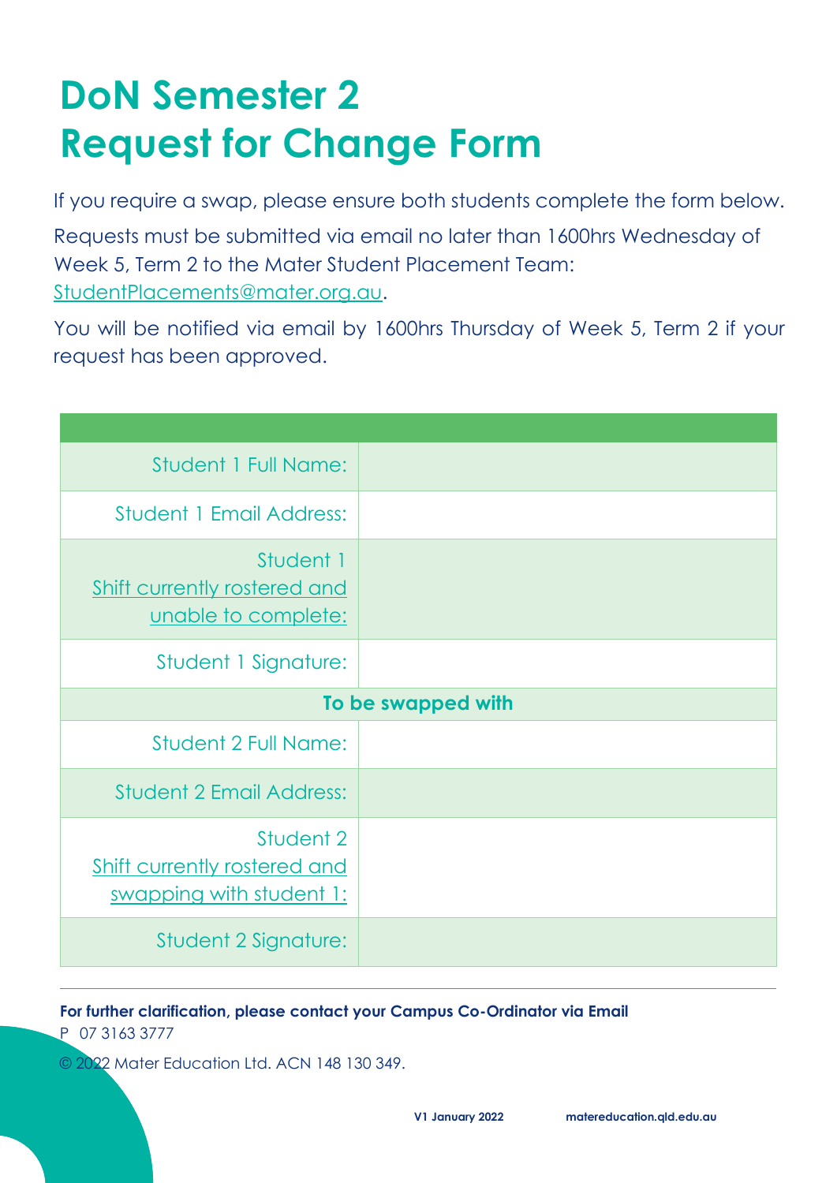# DoN Semester 2 Request for Change Form

If you require a swap, please ensure both students complete the form below.

Requests must be submitted via email no later than 1600hrs Wednesday of Week 5, Term 2 to the Mater Student Placement Team: StudentPlacements@mater.org.au.

You will be notified via email by 1600hrs Thursday of Week 5, Term 2 if your request has been approved.

| | |
|---|---|
| Student 1 Full Name: | |
| Student 1 Email Address: | |
| Student 1 Shift currently rostered and unable to complete: | |
| Student 1 Signature: | |
| **To be swapped with** | |
| Student 2 Full Name: | |
| Student 2 Email Address: | |
| Student 2 Shift currently rostered and swapping with student 1: | |
| Student 2 Signature: | |

**For further clarification, please contact your Campus Co-Ordinator via Email**

P 07 3163 3777

© 2022 Mater Education Ltd. ACN 148 130 349.

**V1 January 2022** **matereducation.qld.edu.au**